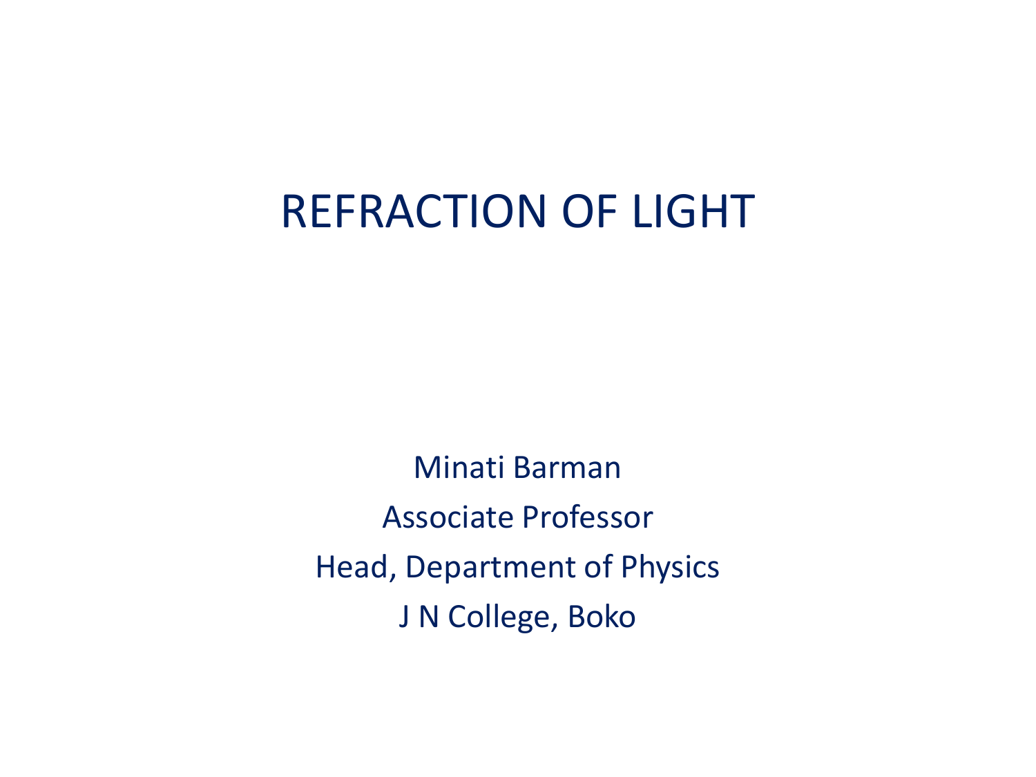# REFRACTION OF LIGHT

Minati Barman

Associate Professor

Head, Department of Physics

J N College, Boko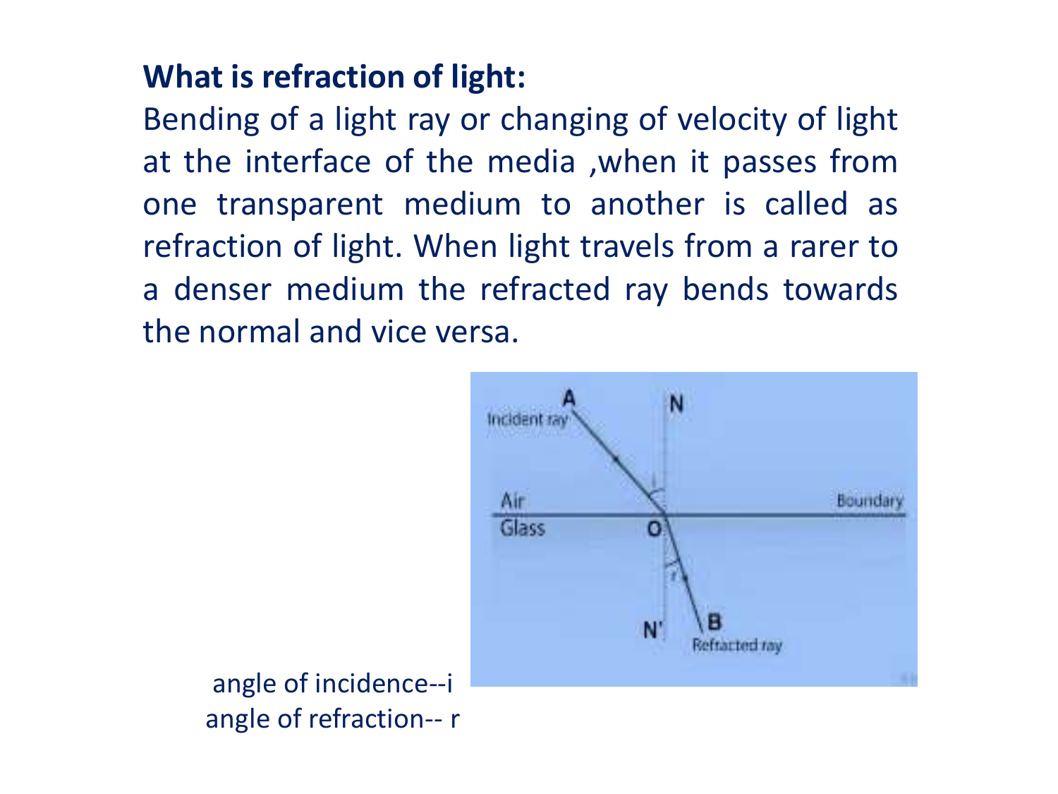## What is refraction of light:

Bending of a light ray or changing of velocity of light at the interface of the media ,when it passes from one transparent medium to another is called as refraction of light. When light travels from a rarer to a denser medium the refracted ray bends towards the normal and vice versa.

angle of incidence--i
angle of refraction-- r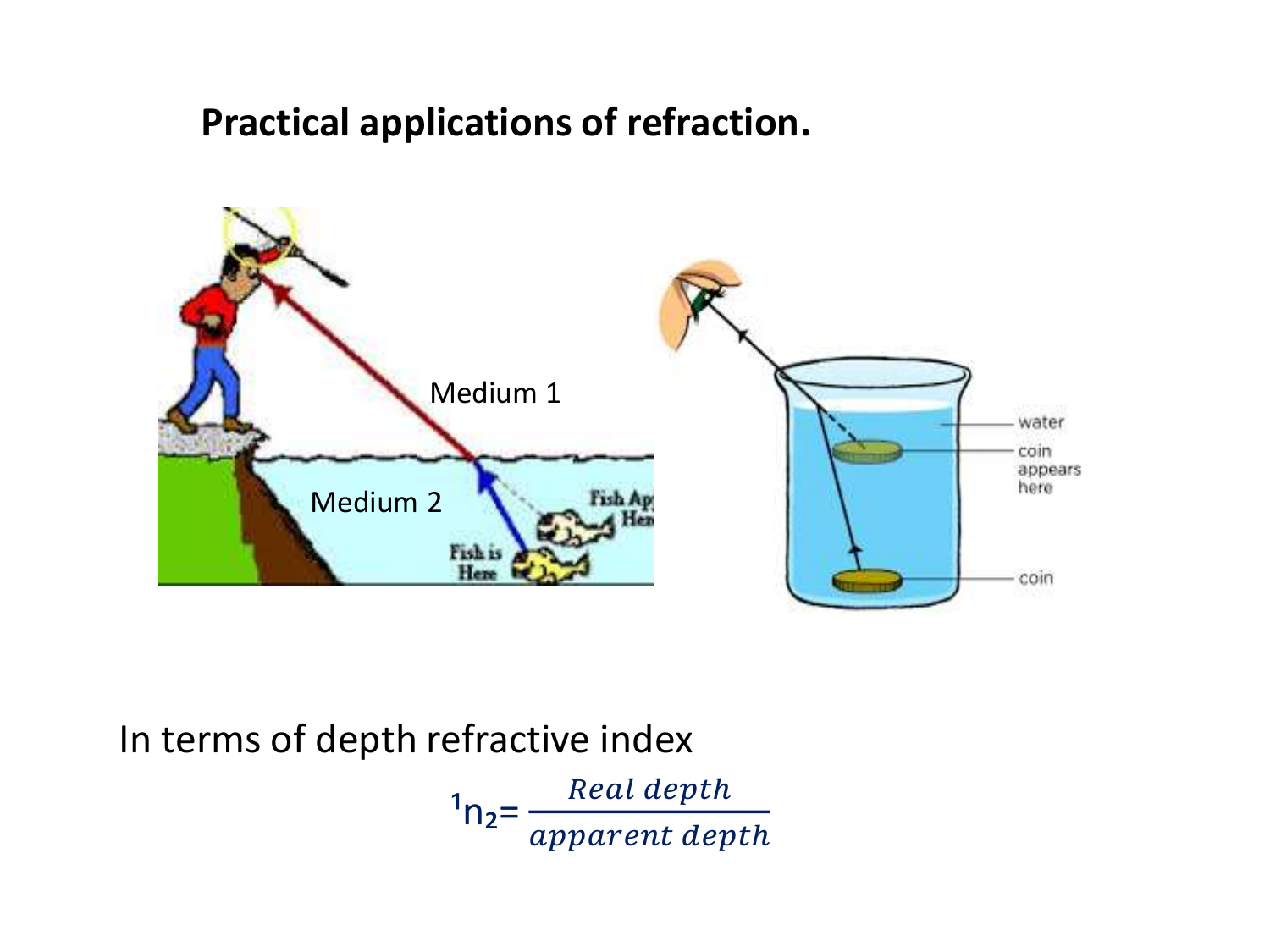## Practical applications of refraction.

Medium 1

Medium 2

In terms of depth refractive index

$$ {}^{1}n_{2} = \frac{Real\ depth}{apparent\ depth} $$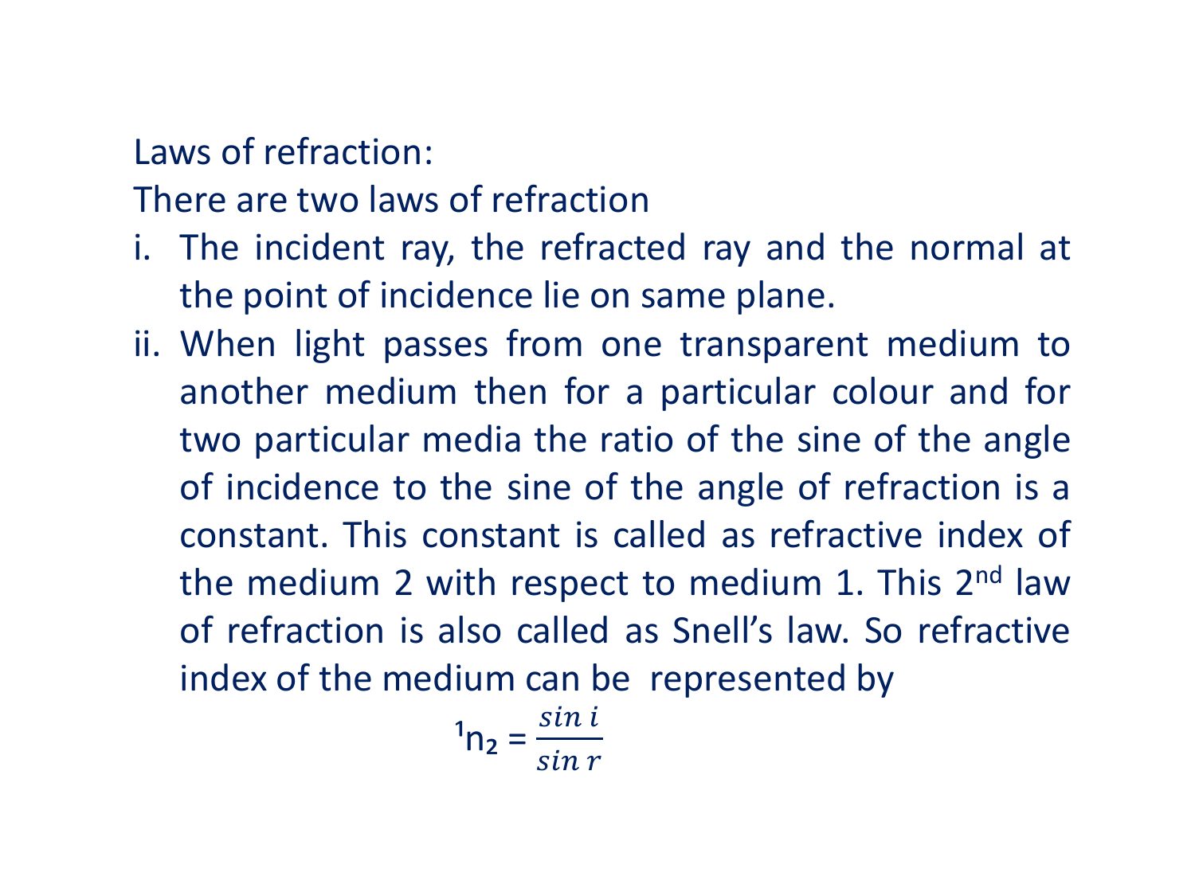Laws of refraction:

There are two laws of refraction

i. The incident ray, the refracted ray and the normal at the point of incidence lie on same plane.
ii. When light passes from one transparent medium to another medium then for a particular colour and for two particular media the ratio of the sine of the angle of incidence to the sine of the angle of refraction is a constant. This constant is called as refractive index of the medium 2 with respect to medium 1. This 2nd law of refraction is also called as Snell's law. So refractive index of the medium can be represented by

$$ {}^{1}n_{2} = \frac{\sin i}{\sin r} $$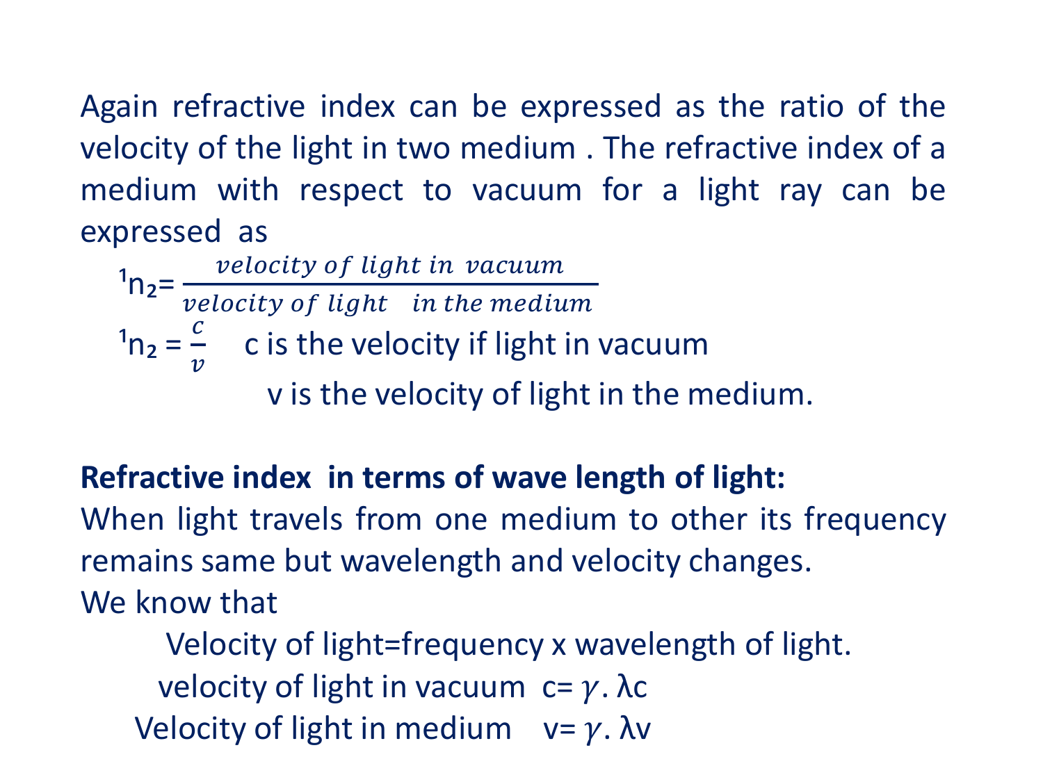Again refractive index can be expressed as the ratio of the velocity of the light in two medium . The refractive index of a medium with respect to vacuum for a light ray can be expressed as

$$ {}^{1}n_{2} = \frac{velocity\ of\ light\ in\ vacuum}{velocity\ of\ light\ \ in\ the\ medium} $$

$$ {}^{1}n_{2} = \frac{c}{v} $$

c is the velocity if light in vacuum

v is the velocity of light in the medium.

**Refractive index in terms of wave length of light:**

When light travels from one medium to other its frequency remains same but wavelength and velocity changes.

We know that

Velocity of light=frequency x wavelength of light.

velocity of light in vacuum $c = \gamma . \lambda c$

Velocity of light in medium $v = \gamma . \lambda v$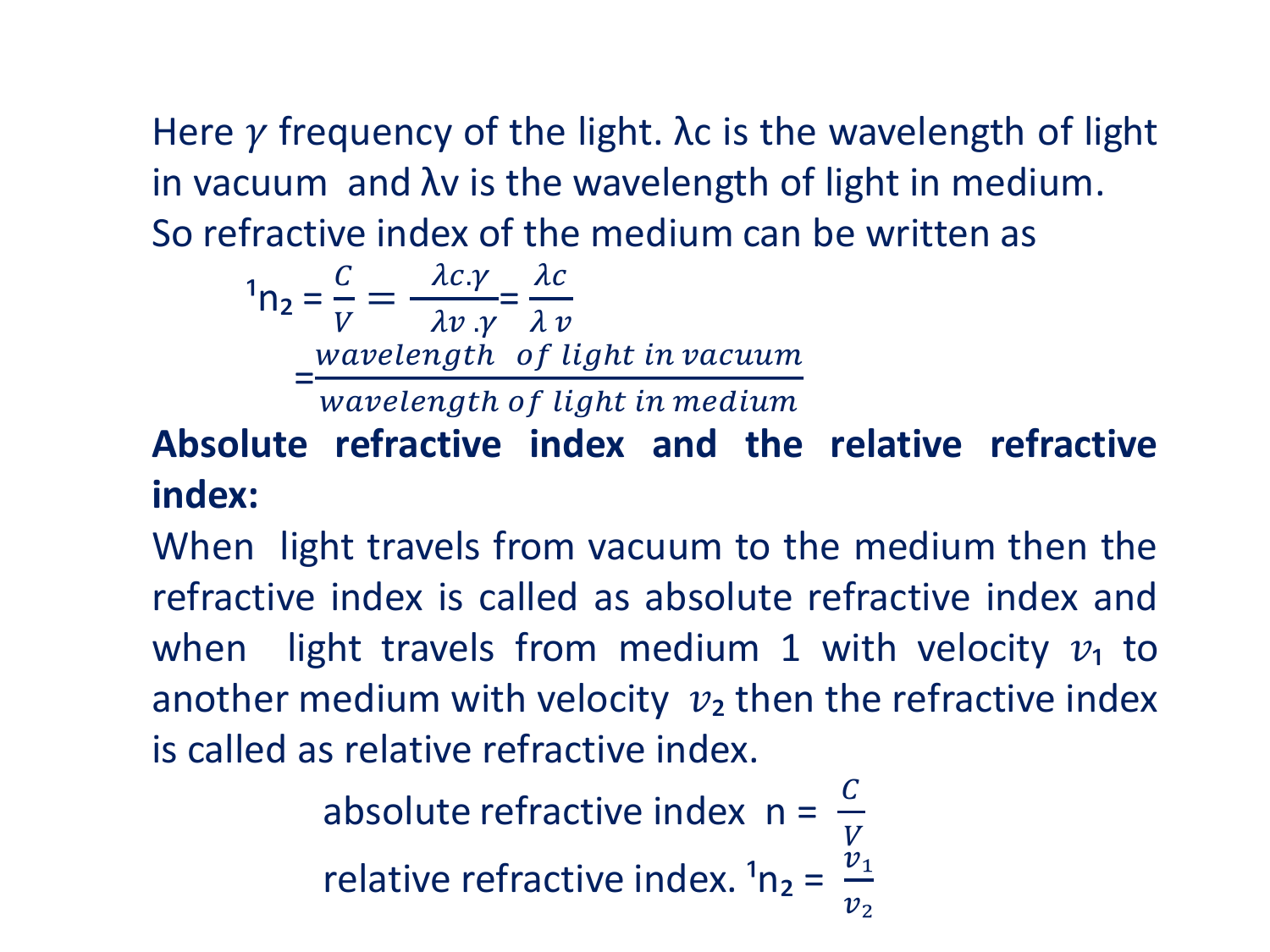Here $\gamma$ frequency of the light. $\lambda c$ is the wavelength of light in vacuum and $\lambda v$ is the wavelength of light in medium. So refractive index of the medium can be written as

$$^{1}n_{2} = \frac{C}{V} = \frac{\lambda c.\gamma}{\lambda v\,.\gamma} = \frac{\lambda c}{\lambda\, v}$$

$$= \frac{wavelength\ \ of\ light\ in\ vacuum}{wavelength\ of\ light\ in\ medium}$$

**Absolute refractive index and the relative refractive index:**

When light travels from vacuum to the medium then the refractive index is called as absolute refractive index and when light travels from medium 1 with velocity $v_1$ to another medium with velocity $v_2$ then the refractive index is called as relative refractive index.

absolute refractive index $n = \frac{C}{V}$

relative refractive index. $^{1}n_{2} = \frac{v_1}{v_2}$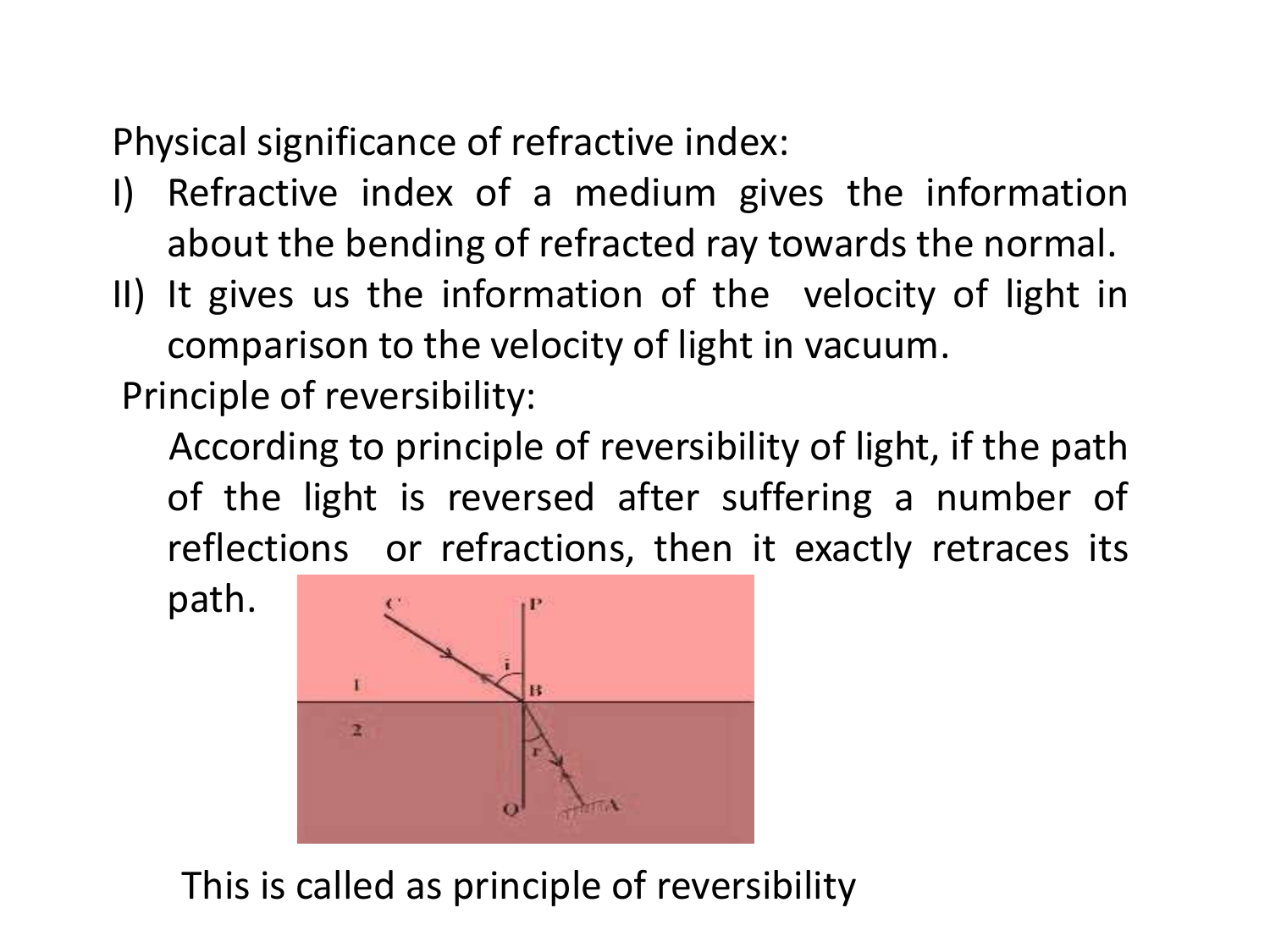Physical significance of refractive index:

I) Refractive index of a medium gives the information about the bending of refracted ray towards the normal.

II) It gives us the information of the velocity of light in comparison to the velocity of light in vacuum.

Principle of reversibility:

According to principle of reversibility of light, if the path of the light is reversed after suffering a number of reflections or refractions, then it exactly retraces its path.

This is called as principle of reversibility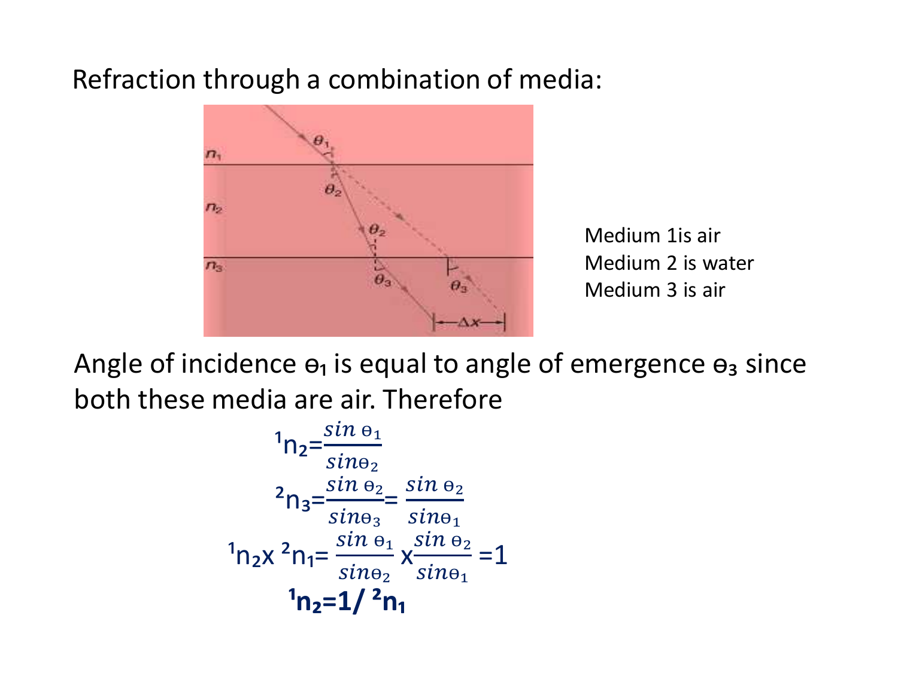Refraction through a combination of media:

Medium 1is air
Medium 2 is water
Medium 3 is air

Angle of incidence $\theta_1$ is equal to angle of emergence $\theta_3$ since both these media are air. Therefore

$$^1n_2 = \frac{\sin \theta_1}{\sin \theta_2}$$

$$^2n_3 = \frac{\sin \theta_2}{\sin \theta_3} = \frac{\sin \theta_2}{\sin \theta_1}$$

$$^1n_2 \times {}^2n_1 = \frac{\sin \theta_1}{\sin \theta_2} \times \frac{\sin \theta_2}{\sin \theta_1} = 1$$

$$\mathbf{^1n_2 = 1/\,^2n_1}$$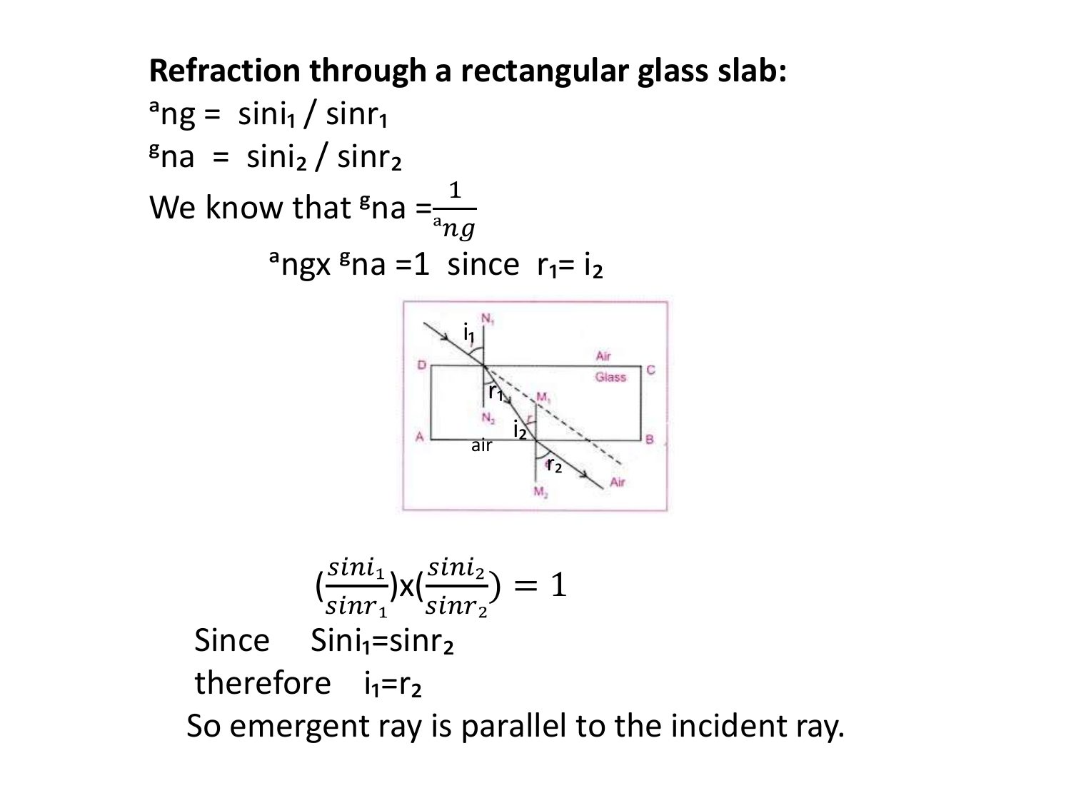**Refraction through a rectangular glass slab:**

${}^{a}n_{g} = \sin i_1 / \sin r_1$

${}^{g}n_{a} = \sin i_2 / \sin r_2$

We know that ${}^{g}n_{a} = \frac{1}{{}^{a}n_{g}}$

${}^{a}n_{g} \times {}^{g}n_{a} = 1$ since $r_1 = i_2$

$$\left(\frac{\sin i_1}{\sin r_1}\right) \times \left(\frac{\sin i_2}{\sin r_2}\right) = 1$$

Since $\sin i_1 = \sin r_2$

therefore $i_1 = r_2$

So emergent ray is parallel to the incident ray.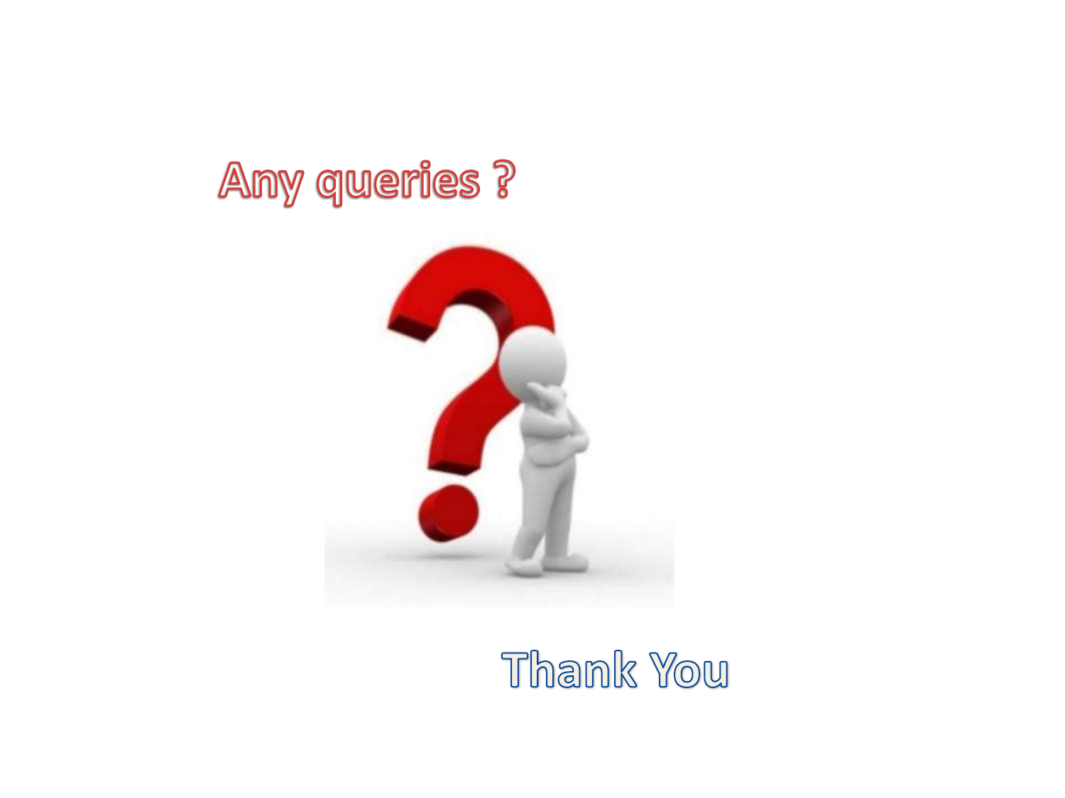Any queries ?

Thank You